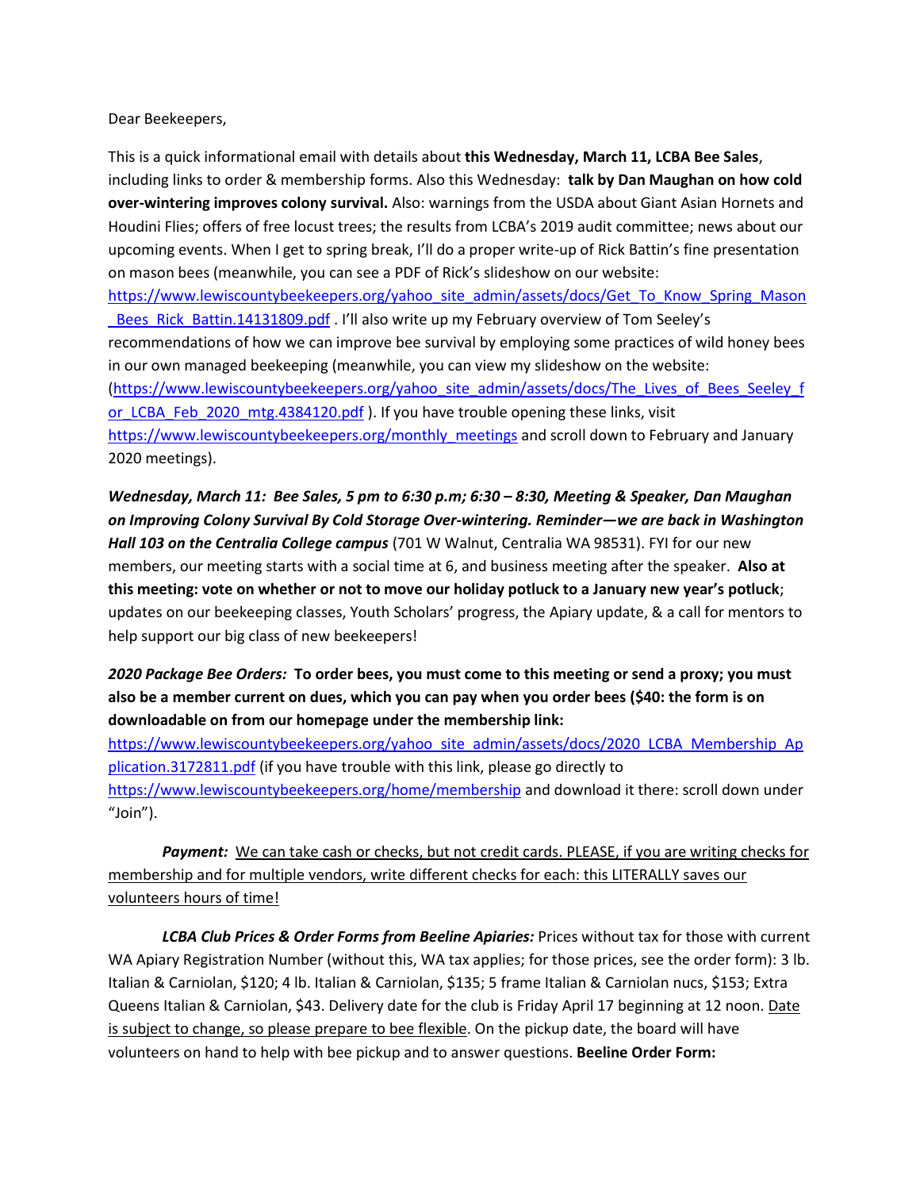Dear Beekeepers,

This is a quick informational email with details about **this Wednesday, March 11, LCBA Bee Sales**, including links to order & membership forms. Also this Wednesday: **talk by Dan Maughan on how cold over-wintering improves colony survival.** Also: warnings from the USDA about Giant Asian Hornets and Houdini Flies; offers of free locust trees; the results from LCBA's 2019 audit committee; news about our upcoming events. When I get to spring break, I'll do a proper write-up of Rick Battin's fine presentation on mason bees (meanwhile, you can see a PDF of Rick's slideshow on our website: [https://www.lewiscountybeekeepers.org/yahoo_site_admin/assets/docs/Get_To_Know_Spring_Mason_Bees_Rick_Battin.14131809.pdf](https://www.lewiscountybeekeepers.org/yahoo_site_admin/assets/docs/Get_To_Know_Spring_Mason_Bees_Rick_Battin.14131809.pdf) . I'll also write up my February overview of Tom Seeley's recommendations of how we can improve bee survival by employing some practices of wild honey bees in our own managed beekeeping (meanwhile, you can view my slideshow on the website: ([https://www.lewiscountybeekeepers.org/yahoo_site_admin/assets/docs/The_Lives_of_Bees_Seeley_for_LCBA_Feb_2020_mtg.4384120.pdf](https://www.lewiscountybeekeepers.org/yahoo_site_admin/assets/docs/The_Lives_of_Bees_Seeley_for_LCBA_Feb_2020_mtg.4384120.pdf) ). If you have trouble opening these links, visit [https://www.lewiscountybeekeepers.org/monthly_meetings](https://www.lewiscountybeekeepers.org/monthly_meetings) and scroll down to February and January 2020 meetings).

***Wednesday, March 11: Bee Sales, 5 pm to 6:30 p.m; 6:30 – 8:30, Meeting & Speaker, Dan Maughan on Improving Colony Survival By Cold Storage Over-wintering. Reminder—we are back in Washington Hall 103 on the Centralia College campus*** (701 W Walnut, Centralia WA 98531). FYI for our new members, our meeting starts with a social time at 6, and business meeting after the speaker. **Also at this meeting: vote on whether or not to move our holiday potluck to a January new year's potluck**; updates on our beekeeping classes, Youth Scholars' progress, the Apiary update, & a call for mentors to help support our big class of new beekeepers!

***2020 Package Bee Orders:*** **To order bees, you must come to this meeting or send a proxy; you must also be a member current on dues, which you can pay when you order bees ($40: the form is on downloadable on from our homepage under the membership link:** [https://www.lewiscountybeekeepers.org/yahoo_site_admin/assets/docs/2020_LCBA_Membership_Application.3172811.pdf](https://www.lewiscountybeekeepers.org/yahoo_site_admin/assets/docs/2020_LCBA_Membership_Application.3172811.pdf) (if you have trouble with this link, please go directly to [https://www.lewiscountybeekeepers.org/home/membership](https://www.lewiscountybeekeepers.org/home/membership) and download it there: scroll down under "Join").

***Payment:*** <u>We can take cash or checks, but not credit cards. PLEASE, if you are writing checks for membership and for multiple vendors, write different checks for each: this LITERALLY saves our volunteers hours of time!</u>

***LCBA Club Prices & Order Forms from Beeline Apiaries:*** Prices without tax for those with current WA Apiary Registration Number (without this, WA tax applies; for those prices, see the order form): 3 lb. Italian & Carniolan, $120; 4 lb. Italian & Carniolan, $135; 5 frame Italian & Carniolan nucs, $153; Extra Queens Italian & Carniolan, $43. Delivery date for the club is Friday April 17 beginning at 12 noon. <u>Date is subject to change, so please prepare to bee flexible</u>. On the pickup date, the board will have volunteers on hand to help with bee pickup and to answer questions. **Beeline Order Form:**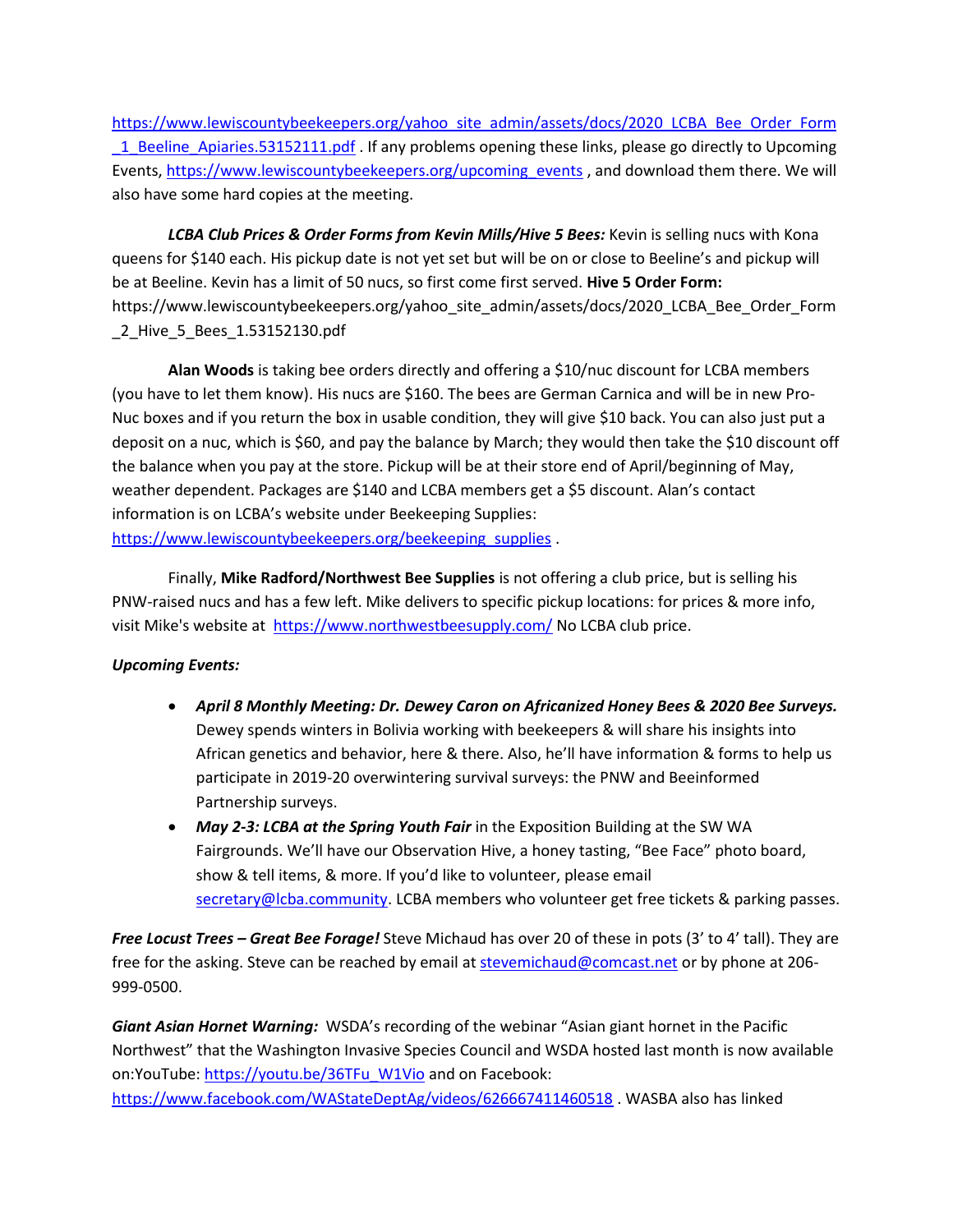https://www.lewiscountybeekeepers.org/yahoo_site_admin/assets/docs/2020_LCBA_Bee_Order_Form_1_Beeline_Apiaries.53152111.pdf . If any problems opening these links, please go directly to Upcoming Events, https://www.lewiscountybeekeepers.org/upcoming_events , and download them there. We will also have some hard copies at the meeting.

***LCBA Club Prices & Order Forms from Kevin Mills/Hive 5 Bees:*** Kevin is selling nucs with Kona queens for $140 each. His pickup date is not yet set but will be on or close to Beeline's and pickup will be at Beeline. Kevin has a limit of 50 nucs, so first come first served. **Hive 5 Order Form:** https://www.lewiscountybeekeepers.org/yahoo_site_admin/assets/docs/2020_LCBA_Bee_Order_Form_2_Hive_5_Bees_1.53152130.pdf

**Alan Woods** is taking bee orders directly and offering a $10/nuc discount for LCBA members (you have to let them know). His nucs are $160. The bees are German Carnica and will be in new Pro-Nuc boxes and if you return the box in usable condition, they will give $10 back. You can also just put a deposit on a nuc, which is $60, and pay the balance by March; they would then take the $10 discount off the balance when you pay at the store. Pickup will be at their store end of April/beginning of May, weather dependent. Packages are $140 and LCBA members get a $5 discount. Alan's contact information is on LCBA's website under Beekeeping Supplies: https://www.lewiscountybeekeepers.org/beekeeping_supplies .

Finally, **Mike Radford/Northwest Bee Supplies** is not offering a club price, but is selling his PNW-raised nucs and has a few left. Mike delivers to specific pickup locations: for prices & more info, visit Mike's website at https://www.northwestbeesupply.com/ No LCBA club price.

***Upcoming Events:***

- ***April 8 Monthly Meeting: Dr. Dewey Caron on Africanized Honey Bees & 2020 Bee Surveys.*** Dewey spends winters in Bolivia working with beekeepers & will share his insights into African genetics and behavior, here & there. Also, he'll have information & forms to help us participate in 2019-20 overwintering survival surveys: the PNW and Beeinformed Partnership surveys.
- ***May 2-3: LCBA at the Spring Youth Fair*** in the Exposition Building at the SW WA Fairgrounds. We'll have our Observation Hive, a honey tasting, "Bee Face" photo board, show & tell items, & more. If you'd like to volunteer, please email secretary@lcba.community. LCBA members who volunteer get free tickets & parking passes.

***Free Locust Trees – Great Bee Forage!*** Steve Michaud has over 20 of these in pots (3' to 4' tall). They are free for the asking. Steve can be reached by email at stevemichaud@comcast.net or by phone at 206-999-0500.

***Giant Asian Hornet Warning:*** WSDA's recording of the webinar "Asian giant hornet in the Pacific Northwest" that the Washington Invasive Species Council and WSDA hosted last month is now available on:YouTube: https://youtu.be/36TFu_W1Vio and on Facebook: https://www.facebook.com/WAStateDeptAg/videos/626667411460518 . WASBA also has linked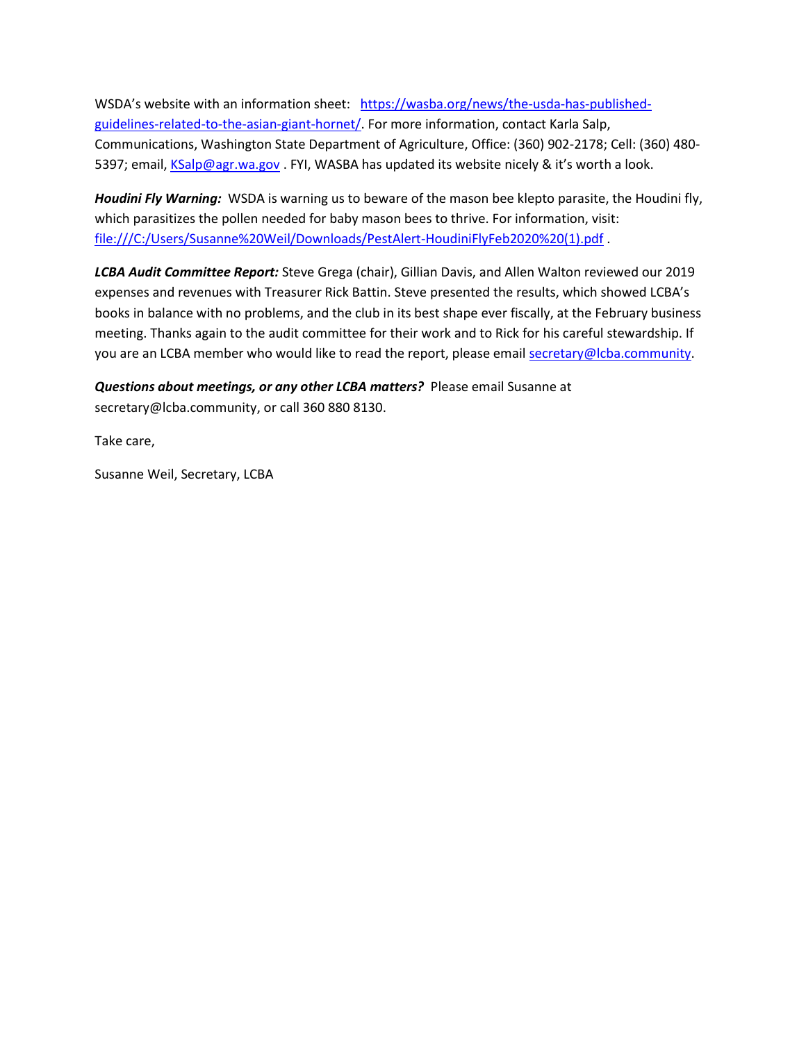WSDA's website with an information sheet: [https://wasba.org/news/the-usda-has-published-guidelines-related-to-the-asian-giant-hornet/](https://wasba.org/news/the-usda-has-published-guidelines-related-to-the-asian-giant-hornet/). For more information, contact Karla Salp, Communications, Washington State Department of Agriculture, Office: (360) 902-2178; Cell: (360) 480-5397; email, [KSalp@agr.wa.gov](mailto:KSalp@agr.wa.gov) . FYI, WASBA has updated its website nicely & it's worth a look.

***Houdini Fly Warning:*** WSDA is warning us to beware of the mason bee klepto parasite, the Houdini fly, which parasitizes the pollen needed for baby mason bees to thrive. For information, visit: [file:///C:/Users/Susanne%20Weil/Downloads/PestAlert-HoudiniFlyFeb2020%20(1).pdf](file:///C:/Users/Susanne%20Weil/Downloads/PestAlert-HoudiniFlyFeb2020%20(1).pdf) .

***LCBA Audit Committee Report:*** Steve Grega (chair), Gillian Davis, and Allen Walton reviewed our 2019 expenses and revenues with Treasurer Rick Battin. Steve presented the results, which showed LCBA's books in balance with no problems, and the club in its best shape ever fiscally, at the February business meeting. Thanks again to the audit committee for their work and to Rick for his careful stewardship. If you are an LCBA member who would like to read the report, please email [secretary@lcba.community](mailto:secretary@lcba.community).

***Questions about meetings, or any other LCBA matters?*** Please email Susanne at secretary@lcba.community, or call 360 880 8130.

Take care,

Susanne Weil, Secretary, LCBA